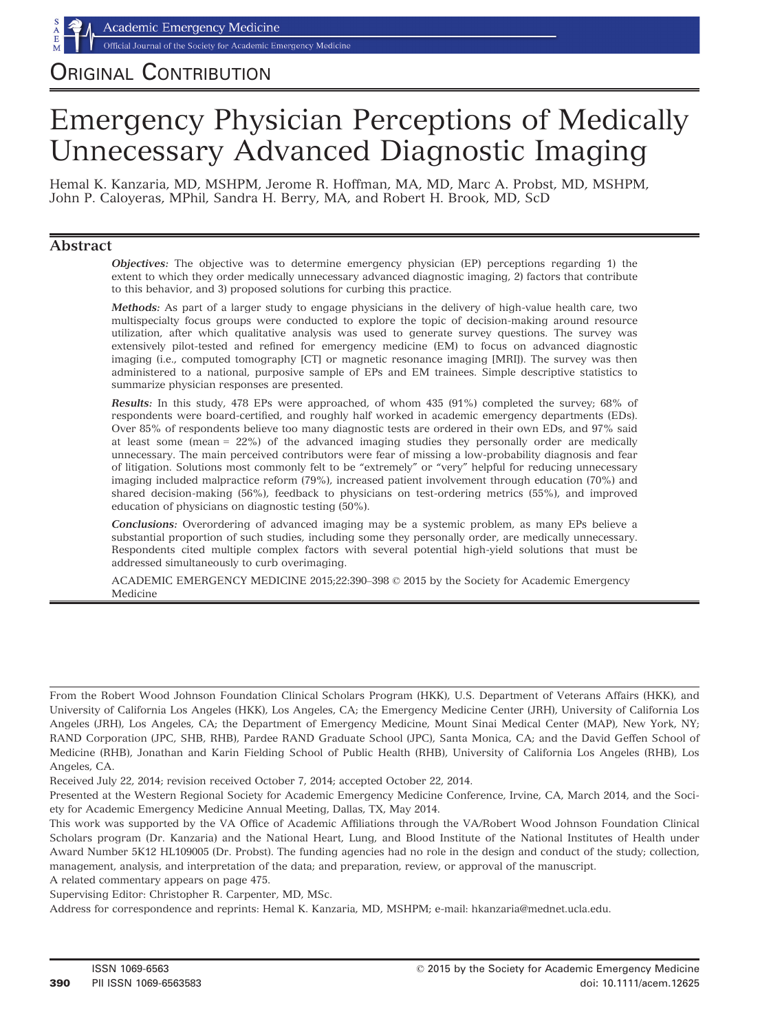ORIGINAL CONTRIBUTION

# Emergency Physician Perceptions of Medically Unnecessary Advanced Diagnostic Imaging

Hemal K. Kanzaria, MD, MSHPM, Jerome R. Hoffman, MA, MD, Marc A. Probst, MD, MSHPM, John P. Caloyeras, MPhil, Sandra H. Berry, MA, and Robert H. Brook, MD, ScD

## Abstract

***Objectives:*** The objective was to determine emergency physician (EP) perceptions regarding 1) the extent to which they order medically unnecessary advanced diagnostic imaging, 2) factors that contribute to this behavior, and 3) proposed solutions for curbing this practice.

***Methods:*** As part of a larger study to engage physicians in the delivery of high-value health care, two multispecialty focus groups were conducted to explore the topic of decision-making around resource utilization, after which qualitative analysis was used to generate survey questions. The survey was extensively pilot-tested and refined for emergency medicine (EM) to focus on advanced diagnostic imaging (i.e., computed tomography [CT] or magnetic resonance imaging [MRI]). The survey was then administered to a national, purposive sample of EPs and EM trainees. Simple descriptive statistics to summarize physician responses are presented.

***Results:*** In this study, 478 EPs were approached, of whom 435 (91%) completed the survey; 68% of respondents were board-certified, and roughly half worked in academic emergency departments (EDs). Over 85% of respondents believe too many diagnostic tests are ordered in their own EDs, and 97% said at least some (mean = 22%) of the advanced imaging studies they personally order are medically unnecessary. The main perceived contributors were fear of missing a low-probability diagnosis and fear of litigation. Solutions most commonly felt to be "extremely" or "very" helpful for reducing unnecessary imaging included malpractice reform (79%), increased patient involvement through education (70%) and shared decision-making (56%), feedback to physicians on test-ordering metrics (55%), and improved education of physicians on diagnostic testing (50%).

***Conclusions:*** Overordering of advanced imaging may be a systemic problem, as many EPs believe a substantial proportion of such studies, including some they personally order, are medically unnecessary. Respondents cited multiple complex factors with several potential high-yield solutions that must be addressed simultaneously to curb overimaging.

ACADEMIC EMERGENCY MEDICINE 2015;22:390–398 © 2015 by the Society for Academic Emergency Medicine

---

From the Robert Wood Johnson Foundation Clinical Scholars Program (HKK), U.S. Department of Veterans Affairs (HKK), and University of California Los Angeles (HKK), Los Angeles, CA; the Emergency Medicine Center (JRH), University of California Los Angeles (JRH), Los Angeles, CA; the Department of Emergency Medicine, Mount Sinai Medical Center (MAP), New York, NY; RAND Corporation (JPC, SHB, RHB), Pardee RAND Graduate School (JPC), Santa Monica, CA; and the David Geffen School of Medicine (RHB), Jonathan and Karin Fielding School of Public Health (RHB), University of California Los Angeles (RHB), Los Angeles, CA.

Received July 22, 2014; revision received October 7, 2014; accepted October 22, 2014.

Presented at the Western Regional Society for Academic Emergency Medicine Conference, Irvine, CA, March 2014, and the Society for Academic Emergency Medicine Annual Meeting, Dallas, TX, May 2014.

This work was supported by the VA Office of Academic Affiliations through the VA/Robert Wood Johnson Foundation Clinical Scholars program (Dr. Kanzaria) and the National Heart, Lung, and Blood Institute of the National Institutes of Health under Award Number 5K12 HL109005 (Dr. Probst). The funding agencies had no role in the design and conduct of the study; collection, management, analysis, and interpretation of the data; and preparation, review, or approval of the manuscript.

A related commentary appears on page 475.

Supervising Editor: Christopher R. Carpenter, MD, MSc.

Address for correspondence and reprints: Hemal K. Kanzaria, MD, MSHPM; e-mail: hkanzaria@mednet.ucla.edu.

ISSN 1069-6563
PII ISSN 1069-6563583

© 2015 by the Society for Academic Emergency Medicine
doi: 10.1111/acem.12625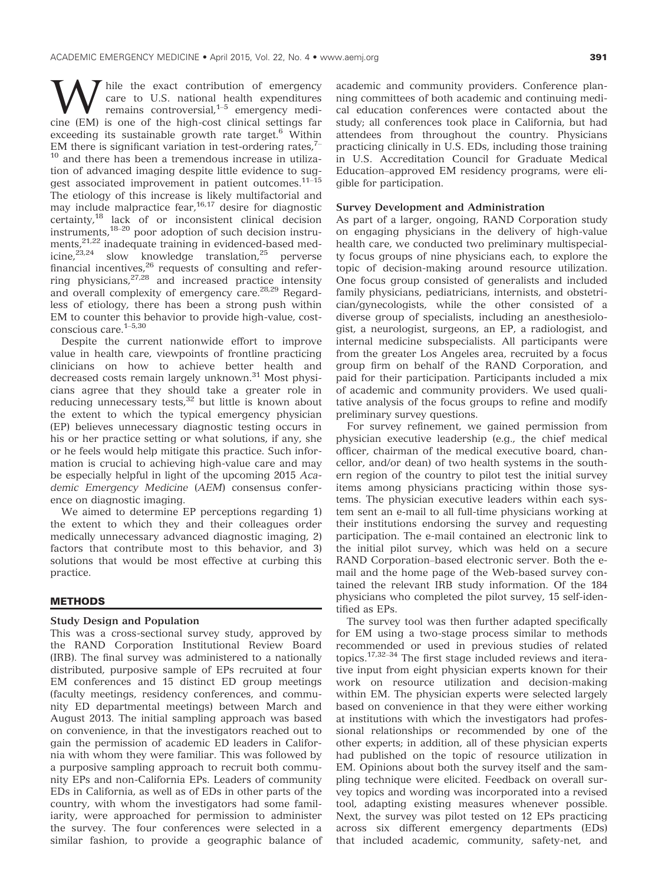While the exact contribution of emergency care to U.S. national health expenditures remains controversial,[1–5] emergency medicine (EM) is one of the high-cost clinical settings far exceeding its sustainable growth rate target.[6] Within EM there is significant variation in test-ordering rates,[7–10] and there has been a tremendous increase in utilization of advanced imaging despite little evidence to suggest associated improvement in patient outcomes.[11–15] The etiology of this increase is likely multifactorial and may include malpractice fear,[16,17] desire for diagnostic certainty,[18] lack of or inconsistent clinical decision instruments,[18–20] poor adoption of such decision instruments,[21,22] inadequate training in evidenced-based medicine,[23,24] slow knowledge translation,[25] perverse financial incentives,[26] requests of consulting and referring physicians,[27,28] and increased practice intensity and overall complexity of emergency care.[28,29] Regardless of etiology, there has been a strong push within EM to counter this behavior to provide high-value, cost-conscious care.[1–5,30]

Despite the current nationwide effort to improve value in health care, viewpoints of frontline practicing clinicians on how to achieve better health and decreased costs remain largely unknown.[31] Most physicians agree that they should take a greater role in reducing unnecessary tests,[32] but little is known about the extent to which the typical emergency physician (EP) believes unnecessary diagnostic testing occurs in his or her practice setting or what solutions, if any, she or he feels would help mitigate this practice. Such information is crucial to achieving high-value care and may be especially helpful in light of the upcoming 2015 *Academic Emergency Medicine* (*AEM*) consensus conference on diagnostic imaging.

We aimed to determine EP perceptions regarding 1) the extent to which they and their colleagues order medically unnecessary advanced diagnostic imaging, 2) factors that contribute most to this behavior, and 3) solutions that would be most effective at curbing this practice.

## METHODS

### Study Design and Population

This was a cross-sectional survey study, approved by the RAND Corporation Institutional Review Board (IRB). The final survey was administered to a nationally distributed, purposive sample of EPs recruited at four EM conferences and 15 distinct ED group meetings (faculty meetings, residency conferences, and community ED departmental meetings) between March and August 2013. The initial sampling approach was based on convenience, in that the investigators reached out to gain the permission of academic ED leaders in California with whom they were familiar. This was followed by a purposive sampling approach to recruit both community EPs and non-California EPs. Leaders of community EDs in California, as well as of EDs in other parts of the country, with whom the investigators had some familiarity, were approached for permission to administer the survey. The four conferences were selected in a similar fashion, to provide a geographic balance of academic and community providers. Conference planning committees of both academic and continuing medical education conferences were contacted about the study; all conferences took place in California, but had attendees from throughout the country. Physicians practicing clinically in U.S. EDs, including those training in U.S. Accreditation Council for Graduate Medical Education–approved EM residency programs, were eligible for participation.

### Survey Development and Administration

As part of a larger, ongoing, RAND Corporation study on engaging physicians in the delivery of high-value health care, we conducted two preliminary multispecialty focus groups of nine physicians each, to explore the topic of decision-making around resource utilization. One focus group consisted of generalists and included family physicians, pediatricians, internists, and obstetrician/gynecologists, while the other consisted of a diverse group of specialists, including an anesthesiologist, a neurologist, surgeons, an EP, a radiologist, and internal medicine subspecialists. All participants were from the greater Los Angeles area, recruited by a focus group firm on behalf of the RAND Corporation, and paid for their participation. Participants included a mix of academic and community providers. We used qualitative analysis of the focus groups to refine and modify preliminary survey questions.

For survey refinement, we gained permission from physician executive leadership (e.g., the chief medical officer, chairman of the medical executive board, chancellor, and/or dean) of two health systems in the southern region of the country to pilot test the initial survey items among physicians practicing within those systems. The physician executive leaders within each system sent an e-mail to all full-time physicians working at their institutions endorsing the survey and requesting participation. The e-mail contained an electronic link to the initial pilot survey, which was held on a secure RAND Corporation–based electronic server. Both the e-mail and the home page of the Web-based survey contained the relevant IRB study information. Of the 184 physicians who completed the pilot survey, 15 self-identified as EPs.

The survey tool was then further adapted specifically for EM using a two-stage process similar to methods recommended or used in previous studies of related topics.[17,32–34] The first stage included reviews and iterative input from eight physician experts known for their work on resource utilization and decision-making within EM. The physician experts were selected largely based on convenience in that they were either working at institutions with which the investigators had professional relationships or recommended by one of the other experts; in addition, all of these physician experts had published on the topic of resource utilization in EM. Opinions about both the survey itself and the sampling technique were elicited. Feedback on overall survey topics and wording was incorporated into a revised tool, adapting existing measures whenever possible. Next, the survey was pilot tested on 12 EPs practicing across six different emergency departments (EDs) that included academic, community, safety-net, and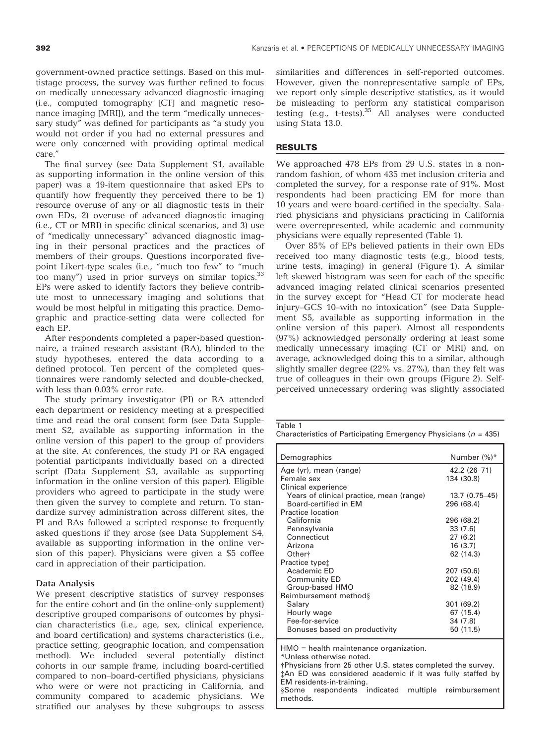government-owned practice settings. Based on this multistage process, the survey was further refined to focus on medically unnecessary advanced diagnostic imaging (i.e., computed tomography [CT] and magnetic resonance imaging [MRI]), and the term "medically unnecessary study" was defined for participants as "a study you would not order if you had no external pressures and were only concerned with providing optimal medical care."

The final survey (see Data Supplement S1, available as supporting information in the online version of this paper) was a 19-item questionnaire that asked EPs to quantify how frequently they perceived there to be 1) resource overuse of any or all diagnostic tests in their own EDs, 2) overuse of advanced diagnostic imaging (i.e., CT or MRI) in specific clinical scenarios, and 3) use of "medically unnecessary" advanced diagnostic imaging in their personal practices and the practices of members of their groups. Questions incorporated five-point Likert-type scales (i.e., "much too few" to "much too many") used in prior surveys on similar topics.[33] EPs were asked to identify factors they believe contribute most to unnecessary imaging and solutions that would be most helpful in mitigating this practice. Demographic and practice-setting data were collected for each EP.

After respondents completed a paper-based questionnaire, a trained research assistant (RA), blinded to the study hypotheses, entered the data according to a defined protocol. Ten percent of the completed questionnaires were randomly selected and double-checked, with less than 0.03% error rate.

The study primary investigator (PI) or RA attended each department or residency meeting at a prespecified time and read the oral consent form (see Data Supplement S2, available as supporting information in the online version of this paper) to the group of providers at the site. At conferences, the study PI or RA engaged potential participants individually based on a directed script (Data Supplement S3, available as supporting information in the online version of this paper). Eligible providers who agreed to participate in the study were then given the survey to complete and return. To standardize survey administration across different sites, the PI and RAs followed a scripted response to frequently asked questions if they arose (see Data Supplement S4, available as supporting information in the online version of this paper). Physicians were given a $5 coffee card in appreciation of their participation.

### Data Analysis

We present descriptive statistics of survey responses for the entire cohort and (in the online-only supplement) descriptive grouped comparisons of outcomes by physician characteristics (i.e., age, sex, clinical experience, and board certification) and systems characteristics (i.e., practice setting, geographic location, and compensation method). We included several potentially distinct cohorts in our sample frame, including board-certified compared to non–board-certified physicians, physicians who were or were not practicing in California, and community compared to academic physicians. We stratified our analyses by these subgroups to assess similarities and differences in self-reported outcomes. However, given the nonrepresentative sample of EPs, we report only simple descriptive statistics, as it would be misleading to perform any statistical comparison testing (e.g., t-tests).[35] All analyses were conducted using Stata 13.0.

## RESULTS

We approached 478 EPs from 29 U.S. states in a nonrandom fashion, of whom 435 met inclusion criteria and completed the survey, for a response rate of 91%. Most respondents had been practicing EM for more than 10 years and were board-certified in the specialty. Salaried physicians and physicians practicing in California were overrepresented, while academic and community physicians were equally represented (Table 1).

Over 85% of EPs believed patients in their own EDs received too many diagnostic tests (e.g., blood tests, urine tests, imaging) in general (Figure 1). A similar left-skewed histogram was seen for each of the specific advanced imaging related clinical scenarios presented in the survey except for "Head CT for moderate head injury–GCS 10–with no intoxication" (see Data Supplement S5, available as supporting information in the online version of this paper). Almost all respondents (97%) acknowledged personally ordering at least some medically unnecessary imaging (CT or MRI) and, on average, acknowledged doing this to a similar, although slightly smaller degree (22% vs. 27%), than they felt was true of colleagues in their own groups (Figure 2). Self-perceived unnecessary ordering was slightly associated

Table 1
Characteristics of Participating Emergency Physicians ($n$ = 435)

| Demographics | Number (%)* |
|---|---|
| Age (yr), mean (range) | 42.2 (26–71) |
| Female sex | 134 (30.8) |
| Clinical experience | |
| Years of clinical practice, mean (range) | 13.7 (0.75–45) |
| Board-certified in EM | 296 (68.4) |
| Practice location | |
| California | 296 (68.2) |
| Pennsylvania | 33 (7.6) |
| Connecticut | 27 (6.2) |
| Arizona | 16 (3.7) |
| Other† | 62 (14.3) |
| Practice type‡ | |
| Academic ED | 207 (50.6) |
| Community ED | 202 (49.4) |
| Group-based HMO | 82 (18.9) |
| Reimbursement method§ | |
| Salary | 301 (69.2) |
| Hourly wage | 67 (15.4) |
| Fee-for-service | 34 (7.8) |
| Bonuses based on productivity | 50 (11.5) |

HMO = health maintenance organization.
*Unless otherwise noted.
†Physicians from 25 other U.S. states completed the survey.
‡An ED was considered academic if it was fully staffed by EM residents-in-training.
§Some respondents indicated multiple reimbursement methods.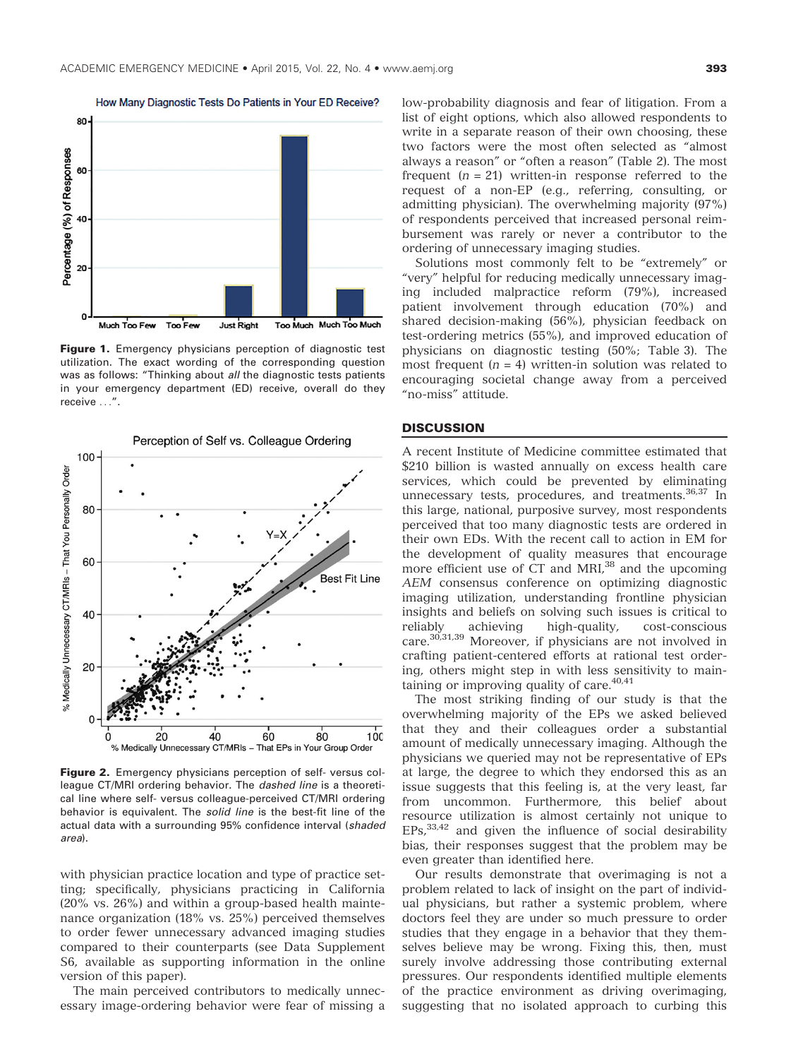**Figure 1.** Emergency physicians perception of diagnostic test utilization. The exact wording of the corresponding question was as follows: "Thinking about *all* the diagnostic tests patients in your emergency department (ED) receive, overall do they receive . . .".

**Figure 2.** Emergency physicians perception of self- versus colleague CT/MRI ordering behavior. The *dashed line* is a theoretical line where self- versus colleague-perceived CT/MRI ordering behavior is equivalent. The *solid line* is the best-fit line of the actual data with a surrounding 95% confidence interval (*shaded area*).

with physician practice location and type of practice setting; specifically, physicians practicing in California (20% vs. 26%) and within a group-based health maintenance organization (18% vs. 25%) perceived themselves to order fewer unnecessary advanced imaging studies compared to their counterparts (see Data Supplement S6, available as supporting information in the online version of this paper).

The main perceived contributors to medically unnecessary image-ordering behavior were fear of missing a low-probability diagnosis and fear of litigation. From a list of eight options, which also allowed respondents to write in a separate reason of their own choosing, these two factors were the most often selected as "almost always a reason" or "often a reason" (Table 2). The most frequent ($n = 21$) written-in response referred to the request of a non-EP (e.g., referring, consulting, or admitting physician). The overwhelming majority (97%) of respondents perceived that increased personal reimbursement was rarely or never a contributor to the ordering of unnecessary imaging studies.

Solutions most commonly felt to be "extremely" or "very" helpful for reducing medically unnecessary imaging included malpractice reform (79%), increased patient involvement through education (70%) and shared decision-making (56%), physician feedback on test-ordering metrics (55%), and improved education of physicians on diagnostic testing (50%; Table 3). The most frequent ($n = 4$) written-in solution was related to encouraging societal change away from a perceived "no-miss" attitude.

## DISCUSSION

A recent Institute of Medicine committee estimated that $210 billion is wasted annually on excess health care services, which could be prevented by eliminating unnecessary tests, procedures, and treatments.[36,37] In this large, national, purposive survey, most respondents perceived that too many diagnostic tests are ordered in their own EDs. With the recent call to action in EM for the development of quality measures that encourage more efficient use of CT and MRI,[38] and the upcoming *AEM* consensus conference on optimizing diagnostic imaging utilization, understanding frontline physician insights and beliefs on solving such issues is critical to reliably achieving high-quality, cost-conscious care.[30,31,39] Moreover, if physicians are not involved in crafting patient-centered efforts at rational test ordering, others might step in with less sensitivity to maintaining or improving quality of care.[40,41]

The most striking finding of our study is that the overwhelming majority of the EPs we asked believed that they and their colleagues order a substantial amount of medically unnecessary imaging. Although the physicians we queried may not be representative of EPs at large, the degree to which they endorsed this as an issue suggests that this feeling is, at the very least, far from uncommon. Furthermore, this belief about resource utilization is almost certainly not unique to EPs,[33,42] and given the influence of social desirability bias, their responses suggest that the problem may be even greater than identified here.

Our results demonstrate that overimaging is not a problem related to lack of insight on the part of individual physicians, but rather a systemic problem, where doctors feel they are under so much pressure to order studies that they engage in a behavior that they themselves believe may be wrong. Fixing this, then, must surely involve addressing those contributing external pressures. Our respondents identified multiple elements of the practice environment as driving overimaging, suggesting that no isolated approach to curbing this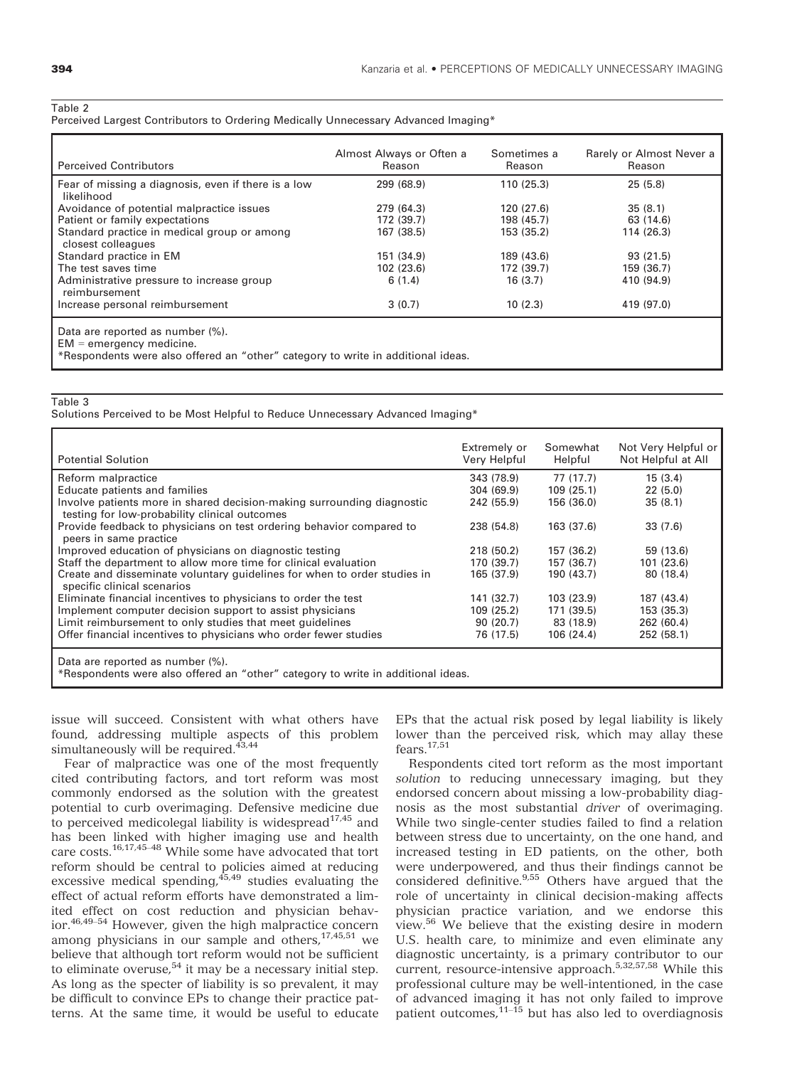Table 2
Perceived Largest Contributors to Ordering Medically Unnecessary Advanced Imaging*

| Perceived Contributors | Almost Always or Often a Reason | Sometimes a Reason | Rarely or Almost Never a Reason |
|---|---|---|---|
| Fear of missing a diagnosis, even if there is a low likelihood | 299 (68.9) | 110 (25.3) | 25 (5.8) |
| Avoidance of potential malpractice issues | 279 (64.3) | 120 (27.6) | 35 (8.1) |
| Patient or family expectations | 172 (39.7) | 198 (45.7) | 63 (14.6) |
| Standard practice in medical group or among closest colleagues | 167 (38.5) | 153 (35.2) | 114 (26.3) |
| Standard practice in EM | 151 (34.9) | 189 (43.6) | 93 (21.5) |
| The test saves time | 102 (23.6) | 172 (39.7) | 159 (36.7) |
| Administrative pressure to increase group reimbursement | 6 (1.4) | 16 (3.7) | 410 (94.9) |
| Increase personal reimbursement | 3 (0.7) | 10 (2.3) | 419 (97.0) |

Data are reported as number (%).
EM = emergency medicine.
*Respondents were also offered an "other" category to write in additional ideas.

Table 3
Solutions Perceived to be Most Helpful to Reduce Unnecessary Advanced Imaging*

| Potential Solution | Extremely or Very Helpful | Somewhat Helpful | Not Very Helpful or Not Helpful at All |
|---|---|---|---|
| Reform malpractice | 343 (78.9) | 77 (17.7) | 15 (3.4) |
| Educate patients and families | 304 (69.9) | 109 (25.1) | 22 (5.0) |
| Involve patients more in shared decision-making surrounding diagnostic testing for low-probability clinical outcomes | 242 (55.9) | 156 (36.0) | 35 (8.1) |
| Provide feedback to physicians on test ordering behavior compared to peers in same practice | 238 (54.8) | 163 (37.6) | 33 (7.6) |
| Improved education of physicians on diagnostic testing | 218 (50.2) | 157 (36.2) | 59 (13.6) |
| Staff the department to allow more time for clinical evaluation | 170 (39.7) | 157 (36.7) | 101 (23.6) |
| Create and disseminate voluntary guidelines for when to order studies in specific clinical scenarios | 165 (37.9) | 190 (43.7) | 80 (18.4) |
| Eliminate financial incentives to physicians to order the test | 141 (32.7) | 103 (23.9) | 187 (43.4) |
| Implement computer decision support to assist physicians | 109 (25.2) | 171 (39.5) | 153 (35.3) |
| Limit reimbursement to only studies that meet guidelines | 90 (20.7) | 83 (18.9) | 262 (60.4) |
| Offer financial incentives to physicians who order fewer studies | 76 (17.5) | 106 (24.4) | 252 (58.1) |

Data are reported as number (%).
*Respondents were also offered an "other" category to write in additional ideas.

issue will succeed. Consistent with what others have found, addressing multiple aspects of this problem simultaneously will be required.[43,44]

Fear of malpractice was one of the most frequently cited contributing factors, and tort reform was most commonly endorsed as the solution with the greatest potential to curb overimaging. Defensive medicine due to perceived medicolegal liability is widespread[17,45] and has been linked with higher imaging use and health care costs.[16,17,45–48] While some have advocated that tort reform should be central to policies aimed at reducing excessive medical spending,[45,49] studies evaluating the effect of actual reform efforts have demonstrated a limited effect on cost reduction and physician behavior.[46,49–54] However, given the high malpractice concern among physicians in our sample and others,[17,45,51] we believe that although tort reform would not be sufficient to eliminate overuse,[54] it may be a necessary initial step. As long as the specter of liability is so prevalent, it may be difficult to convince EPs to change their practice patterns. At the same time, it would be useful to educate EPs that the actual risk posed by legal liability is likely lower than the perceived risk, which may allay these fears.[17,51]

Respondents cited tort reform as the most important *solution* to reducing unnecessary imaging, but they endorsed concern about missing a low-probability diagnosis as the most substantial *driver* of overimaging. While two single-center studies failed to find a relation between stress due to uncertainty, on the one hand, and increased testing in ED patients, on the other, both were underpowered, and thus their findings cannot be considered definitive.[9,55] Others have argued that the role of uncertainty in clinical decision-making affects physician practice variation, and we endorse this view.[56] We believe that the existing desire in modern U.S. health care, to minimize and even eliminate any diagnostic uncertainty, is a primary contributor to our current, resource-intensive approach.[5,32,57,58] While this professional culture may be well-intentioned, in the case of advanced imaging it has not only failed to improve patient outcomes,[11–15] but has also led to overdiagnosis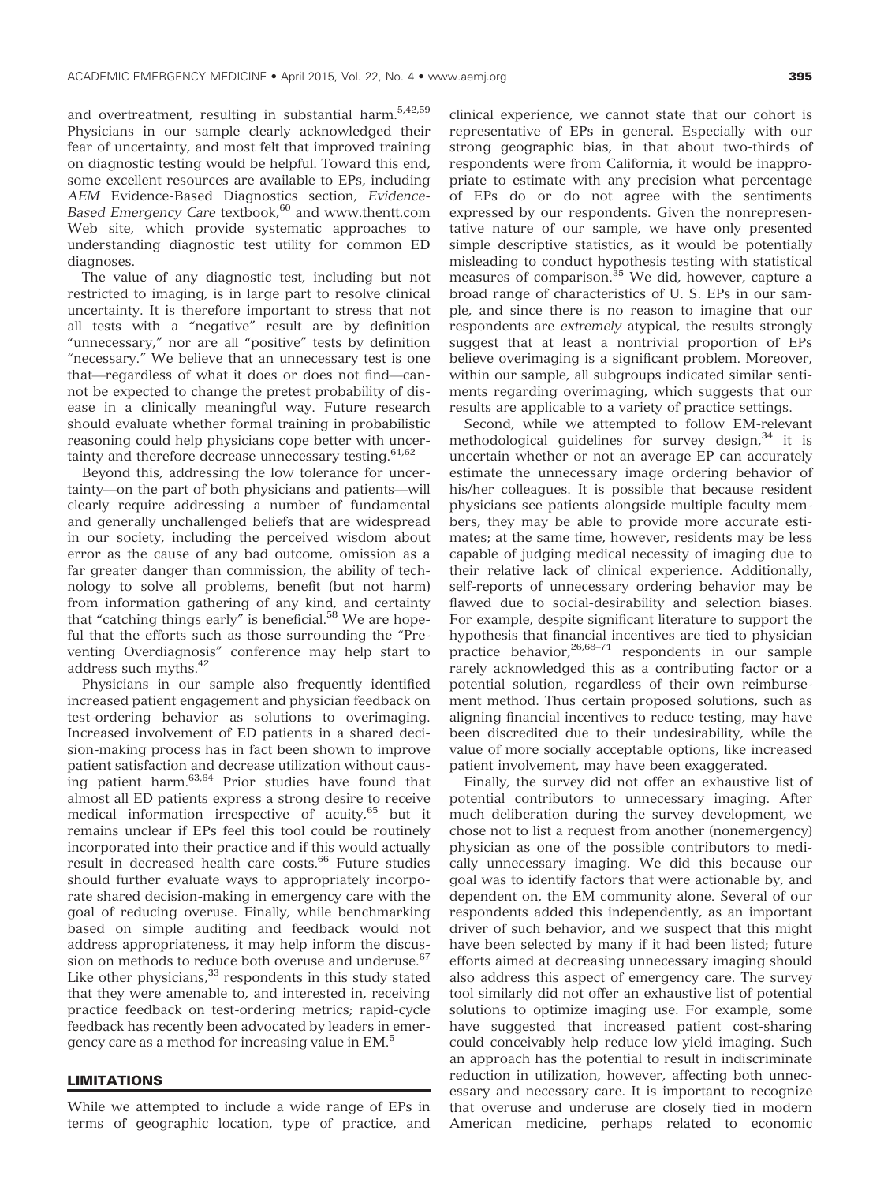and overtreatment, resulting in substantial harm.[5,42,59] Physicians in our sample clearly acknowledged their fear of uncertainty, and most felt that improved training on diagnostic testing would be helpful. Toward this end, some excellent resources are available to EPs, including *AEM* Evidence-Based Diagnostics section, *Evidence-Based Emergency Care* textbook,[60] and www.thentt.com Web site, which provide systematic approaches to understanding diagnostic test utility for common ED diagnoses.

The value of any diagnostic test, including but not restricted to imaging, is in large part to resolve clinical uncertainty. It is therefore important to stress that not all tests with a "negative" result are by definition "unnecessary," nor are all "positive" tests by definition "necessary." We believe that an unnecessary test is one that—regardless of what it does or does not find—cannot be expected to change the pretest probability of disease in a clinically meaningful way. Future research should evaluate whether formal training in probabilistic reasoning could help physicians cope better with uncertainty and therefore decrease unnecessary testing.[61,62]

Beyond this, addressing the low tolerance for uncertainty—on the part of both physicians and patients—will clearly require addressing a number of fundamental and generally unchallenged beliefs that are widespread in our society, including the perceived wisdom about error as the cause of any bad outcome, omission as a far greater danger than commission, the ability of technology to solve all problems, benefit (but not harm) from information gathering of any kind, and certainty that "catching things early" is beneficial.[58] We are hopeful that the efforts such as those surrounding the "Preventing Overdiagnosis" conference may help start to address such myths.[42]

Physicians in our sample also frequently identified increased patient engagement and physician feedback on test-ordering behavior as solutions to overimaging. Increased involvement of ED patients in a shared decision-making process has in fact been shown to improve patient satisfaction and decrease utilization without causing patient harm.[63,64] Prior studies have found that almost all ED patients express a strong desire to receive medical information irrespective of acuity,[65] but it remains unclear if EPs feel this tool could be routinely incorporated into their practice and if this would actually result in decreased health care costs.[66] Future studies should further evaluate ways to appropriately incorporate shared decision-making in emergency care with the goal of reducing overuse. Finally, while benchmarking based on simple auditing and feedback would not address appropriateness, it may help inform the discussion on methods to reduce both overuse and underuse.[67] Like other physicians,[33] respondents in this study stated that they were amenable to, and interested in, receiving practice feedback on test-ordering metrics; rapid-cycle feedback has recently been advocated by leaders in emergency care as a method for increasing value in EM.[5]

## LIMITATIONS

While we attempted to include a wide range of EPs in terms of geographic location, type of practice, and clinical experience, we cannot state that our cohort is representative of EPs in general. Especially with our strong geographic bias, in that about two-thirds of respondents were from California, it would be inappropriate to estimate with any precision what percentage of EPs do or do not agree with the sentiments expressed by our respondents. Given the nonrepresentative nature of our sample, we have only presented simple descriptive statistics, as it would be potentially misleading to conduct hypothesis testing with statistical measures of comparison.[35] We did, however, capture a broad range of characteristics of U. S. EPs in our sample, and since there is no reason to imagine that our respondents are *extremely* atypical, the results strongly suggest that at least a nontrivial proportion of EPs believe overimaging is a significant problem. Moreover, within our sample, all subgroups indicated similar sentiments regarding overimaging, which suggests that our results are applicable to a variety of practice settings.

Second, while we attempted to follow EM-relevant methodological guidelines for survey design,[34] it is uncertain whether or not an average EP can accurately estimate the unnecessary image ordering behavior of his/her colleagues. It is possible that because resident physicians see patients alongside multiple faculty members, they may be able to provide more accurate estimates; at the same time, however, residents may be less capable of judging medical necessity of imaging due to their relative lack of clinical experience. Additionally, self-reports of unnecessary ordering behavior may be flawed due to social-desirability and selection biases. For example, despite significant literature to support the hypothesis that financial incentives are tied to physician practice behavior,[26,68–71] respondents in our sample rarely acknowledged this as a contributing factor or a potential solution, regardless of their own reimbursement method. Thus certain proposed solutions, such as aligning financial incentives to reduce testing, may have been discredited due to their undesirability, while the value of more socially acceptable options, like increased patient involvement, may have been exaggerated.

Finally, the survey did not offer an exhaustive list of potential contributors to unnecessary imaging. After much deliberation during the survey development, we chose not to list a request from another (nonemergency) physician as one of the possible contributors to medically unnecessary imaging. We did this because our goal was to identify factors that were actionable by, and dependent on, the EM community alone. Several of our respondents added this independently, as an important driver of such behavior, and we suspect that this might have been selected by many if it had been listed; future efforts aimed at decreasing unnecessary imaging should also address this aspect of emergency care. The survey tool similarly did not offer an exhaustive list of potential solutions to optimize imaging use. For example, some have suggested that increased patient cost-sharing could conceivably help reduce low-yield imaging. Such an approach has the potential to result in indiscriminate reduction in utilization, however, affecting both unnecessary and necessary care. It is important to recognize that overuse and underuse are closely tied in modern American medicine, perhaps related to economic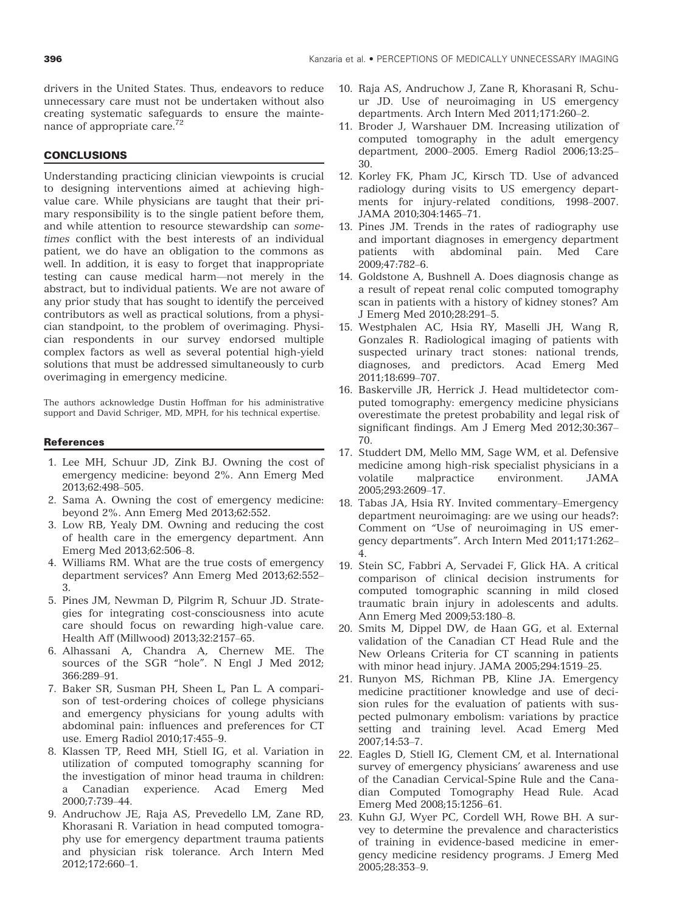drivers in the United States. Thus, endeavors to reduce unnecessary care must not be undertaken without also creating systematic safeguards to ensure the maintenance of appropriate care.[72]

## CONCLUSIONS

Understanding practicing clinician viewpoints is crucial to designing interventions aimed at achieving high-value care. While physicians are taught that their primary responsibility is to the single patient before them, and while attention to resource stewardship can *sometimes* conflict with the best interests of an individual patient, we do have an obligation to the commons as well. In addition, it is easy to forget that inappropriate testing can cause medical harm—not merely in the abstract, but to individual patients. We are not aware of any prior study that has sought to identify the perceived contributors as well as practical solutions, from a physician standpoint, to the problem of overimaging. Physician respondents in our survey endorsed multiple complex factors as well as several potential high-yield solutions that must be addressed simultaneously to curb overimaging in emergency medicine.

The authors acknowledge Dustin Hoffman for his administrative support and David Schriger, MD, MPH, for his technical expertise.

## References

1. Lee MH, Schuur JD, Zink BJ. Owning the cost of emergency medicine: beyond 2%. Ann Emerg Med 2013;62:498–505.
2. Sama A. Owning the cost of emergency medicine: beyond 2%. Ann Emerg Med 2013;62:552.
3. Low RB, Yealy DM. Owning and reducing the cost of health care in the emergency department. Ann Emerg Med 2013;62:506–8.
4. Williams RM. What are the true costs of emergency department services? Ann Emerg Med 2013;62:552–3.
5. Pines JM, Newman D, Pilgrim R, Schuur JD. Strategies for integrating cost-consciousness into acute care should focus on rewarding high-value care. Health Aff (Millwood) 2013;32:2157–65.
6. Alhassani A, Chandra A, Chernew ME. The sources of the SGR "hole". N Engl J Med 2012; 366:289–91.
7. Baker SR, Susman PH, Sheen L, Pan L. A comparison of test-ordering choices of college physicians and emergency physicians for young adults with abdominal pain: influences and preferences for CT use. Emerg Radiol 2010;17:455–9.
8. Klassen TP, Reed MH, Stiell IG, et al. Variation in utilization of computed tomography scanning for the investigation of minor head trauma in children: a Canadian experience. Acad Emerg Med 2000;7:739–44.
9. Andruchow JE, Raja AS, Prevedello LM, Zane RD, Khorasani R. Variation in head computed tomography use for emergency department trauma patients and physician risk tolerance. Arch Intern Med 2012;172:660–1.
10. Raja AS, Andruchow J, Zane R, Khorasani R, Schuur JD. Use of neuroimaging in US emergency departments. Arch Intern Med 2011;171:260–2.
11. Broder J, Warshauer DM. Increasing utilization of computed tomography in the adult emergency department, 2000–2005. Emerg Radiol 2006;13:25–30.
12. Korley FK, Pham JC, Kirsch TD. Use of advanced radiology during visits to US emergency departments for injury-related conditions, 1998–2007. JAMA 2010;304:1465–71.
13. Pines JM. Trends in the rates of radiography use and important diagnoses in emergency department patients with abdominal pain. Med Care 2009;47:782–6.
14. Goldstone A, Bushnell A. Does diagnosis change as a result of repeat renal colic computed tomography scan in patients with a history of kidney stones? Am J Emerg Med 2010;28:291–5.
15. Westphalen AC, Hsia RY, Maselli JH, Wang R, Gonzales R. Radiological imaging of patients with suspected urinary tract stones: national trends, diagnoses, and predictors. Acad Emerg Med 2011;18:699–707.
16. Baskerville JR, Herrick J. Head multidetector computed tomography: emergency medicine physicians overestimate the pretest probability and legal risk of significant findings. Am J Emerg Med 2012;30:367–70.
17. Studdert DM, Mello MM, Sage WM, et al. Defensive medicine among high-risk specialist physicians in a volatile malpractice environment. JAMA 2005;293:2609–17.
18. Tabas JA, Hsia RY. Invited commentary–Emergency department neuroimaging: are we using our heads?: Comment on "Use of neuroimaging in US emergency departments". Arch Intern Med 2011;171:262–4.
19. Stein SC, Fabbri A, Servadei F, Glick HA. A critical comparison of clinical decision instruments for computed tomographic scanning in mild closed traumatic brain injury in adolescents and adults. Ann Emerg Med 2009;53:180–8.
20. Smits M, Dippel DW, de Haan GG, et al. External validation of the Canadian CT Head Rule and the New Orleans Criteria for CT scanning in patients with minor head injury. JAMA 2005;294:1519–25.
21. Runyon MS, Richman PB, Kline JA. Emergency medicine practitioner knowledge and use of decision rules for the evaluation of patients with suspected pulmonary embolism: variations by practice setting and training level. Acad Emerg Med 2007;14:53–7.
22. Eagles D, Stiell IG, Clement CM, et al. International survey of emergency physicians' awareness and use of the Canadian Cervical-Spine Rule and the Canadian Computed Tomography Head Rule. Acad Emerg Med 2008;15:1256–61.
23. Kuhn GJ, Wyer PC, Cordell WH, Rowe BH. A survey to determine the prevalence and characteristics of training in evidence-based medicine in emergency medicine residency programs. J Emerg Med 2005;28:353–9.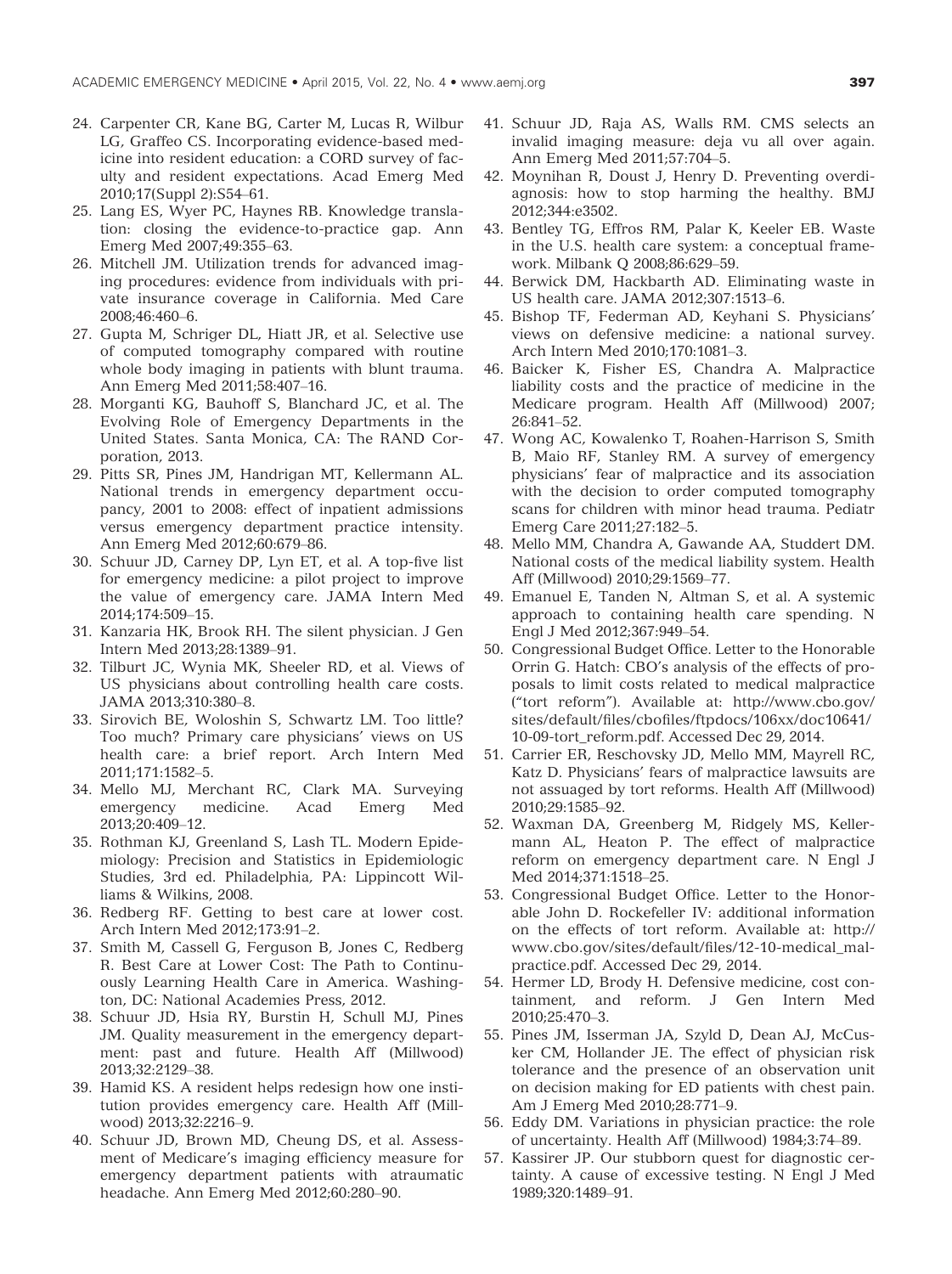24. Carpenter CR, Kane BG, Carter M, Lucas R, Wilbur LG, Graffeo CS. Incorporating evidence-based medicine into resident education: a CORD survey of faculty and resident expectations. Acad Emerg Med 2010;17(Suppl 2):S54–61.
25. Lang ES, Wyer PC, Haynes RB. Knowledge translation: closing the evidence-to-practice gap. Ann Emerg Med 2007;49:355–63.
26. Mitchell JM. Utilization trends for advanced imaging procedures: evidence from individuals with private insurance coverage in California. Med Care 2008;46:460–6.
27. Gupta M, Schriger DL, Hiatt JR, et al. Selective use of computed tomography compared with routine whole body imaging in patients with blunt trauma. Ann Emerg Med 2011;58:407–16.
28. Morganti KG, Bauhoff S, Blanchard JC, et al. The Evolving Role of Emergency Departments in the United States. Santa Monica, CA: The RAND Corporation, 2013.
29. Pitts SR, Pines JM, Handrigan MT, Kellermann AL. National trends in emergency department occupancy, 2001 to 2008: effect of inpatient admissions versus emergency department practice intensity. Ann Emerg Med 2012;60:679–86.
30. Schuur JD, Carney DP, Lyn ET, et al. A top-five list for emergency medicine: a pilot project to improve the value of emergency care. JAMA Intern Med 2014;174:509–15.
31. Kanzaria HK, Brook RH. The silent physician. J Gen Intern Med 2013;28:1389–91.
32. Tilburt JC, Wynia MK, Sheeler RD, et al. Views of US physicians about controlling health care costs. JAMA 2013;310:380–8.
33. Sirovich BE, Woloshin S, Schwartz LM. Too little? Too much? Primary care physicians' views on US health care: a brief report. Arch Intern Med 2011;171:1582–5.
34. Mello MJ, Merchant RC, Clark MA. Surveying emergency medicine. Acad Emerg Med 2013;20:409–12.
35. Rothman KJ, Greenland S, Lash TL. Modern Epidemiology: Precision and Statistics in Epidemiologic Studies, 3rd ed. Philadelphia, PA: Lippincott Williams & Wilkins, 2008.
36. Redberg RF. Getting to best care at lower cost. Arch Intern Med 2012;173:91–2.
37. Smith M, Cassell G, Ferguson B, Jones C, Redberg R. Best Care at Lower Cost: The Path to Continuously Learning Health Care in America. Washington, DC: National Academies Press, 2012.
38. Schuur JD, Hsia RY, Burstin H, Schull MJ, Pines JM. Quality measurement in the emergency department: past and future. Health Aff (Millwood) 2013;32:2129–38.
39. Hamid KS. A resident helps redesign how one institution provides emergency care. Health Aff (Millwood) 2013;32:2216–9.
40. Schuur JD, Brown MD, Cheung DS, et al. Assessment of Medicare's imaging efficiency measure for emergency department patients with atraumatic headache. Ann Emerg Med 2012;60:280–90.
41. Schuur JD, Raja AS, Walls RM. CMS selects an invalid imaging measure: deja vu all over again. Ann Emerg Med 2011;57:704–5.
42. Moynihan R, Doust J, Henry D. Preventing overdiagnosis: how to stop harming the healthy. BMJ 2012;344:e3502.
43. Bentley TG, Effros RM, Palar K, Keeler EB. Waste in the U.S. health care system: a conceptual framework. Milbank Q 2008;86:629–59.
44. Berwick DM, Hackbarth AD. Eliminating waste in US health care. JAMA 2012;307:1513–6.
45. Bishop TF, Federman AD, Keyhani S. Physicians' views on defensive medicine: a national survey. Arch Intern Med 2010;170:1081–3.
46. Baicker K, Fisher ES, Chandra A. Malpractice liability costs and the practice of medicine in the Medicare program. Health Aff (Millwood) 2007; 26:841–52.
47. Wong AC, Kowalenko T, Roahen-Harrison S, Smith B, Maio RF, Stanley RM. A survey of emergency physicians' fear of malpractice and its association with the decision to order computed tomography scans for children with minor head trauma. Pediatr Emerg Care 2011;27:182–5.
48. Mello MM, Chandra A, Gawande AA, Studdert DM. National costs of the medical liability system. Health Aff (Millwood) 2010;29:1569–77.
49. Emanuel E, Tanden N, Altman S, et al. A systemic approach to containing health care spending. N Engl J Med 2012;367:949–54.
50. Congressional Budget Office. Letter to the Honorable Orrin G. Hatch: CBO's analysis of the effects of proposals to limit costs related to medical malpractice ("tort reform"). Available at: http://www.cbo.gov/sites/default/files/cbofiles/ftpdocs/106xx/doc10641/10-09-tort_reform.pdf. Accessed Dec 29, 2014.
51. Carrier ER, Reschovsky JD, Mello MM, Mayrell RC, Katz D. Physicians' fears of malpractice lawsuits are not assuaged by tort reforms. Health Aff (Millwood) 2010;29:1585–92.
52. Waxman DA, Greenberg M, Ridgely MS, Kellermann AL, Heaton P. The effect of malpractice reform on emergency department care. N Engl J Med 2014;371:1518–25.
53. Congressional Budget Office. Letter to the Honorable John D. Rockefeller IV: additional information on the effects of tort reform. Available at: http://www.cbo.gov/sites/default/files/12-10-medical_malpractice.pdf. Accessed Dec 29, 2014.
54. Hermer LD, Brody H. Defensive medicine, cost containment, and reform. J Gen Intern Med 2010;25:470–3.
55. Pines JM, Isserman JA, Szyld D, Dean AJ, McCusker CM, Hollander JE. The effect of physician risk tolerance and the presence of an observation unit on decision making for ED patients with chest pain. Am J Emerg Med 2010;28:771–9.
56. Eddy DM. Variations in physician practice: the role of uncertainty. Health Aff (Millwood) 1984;3:74–89.
57. Kassirer JP. Our stubborn quest for diagnostic certainty. A cause of excessive testing. N Engl J Med 1989;320:1489–91.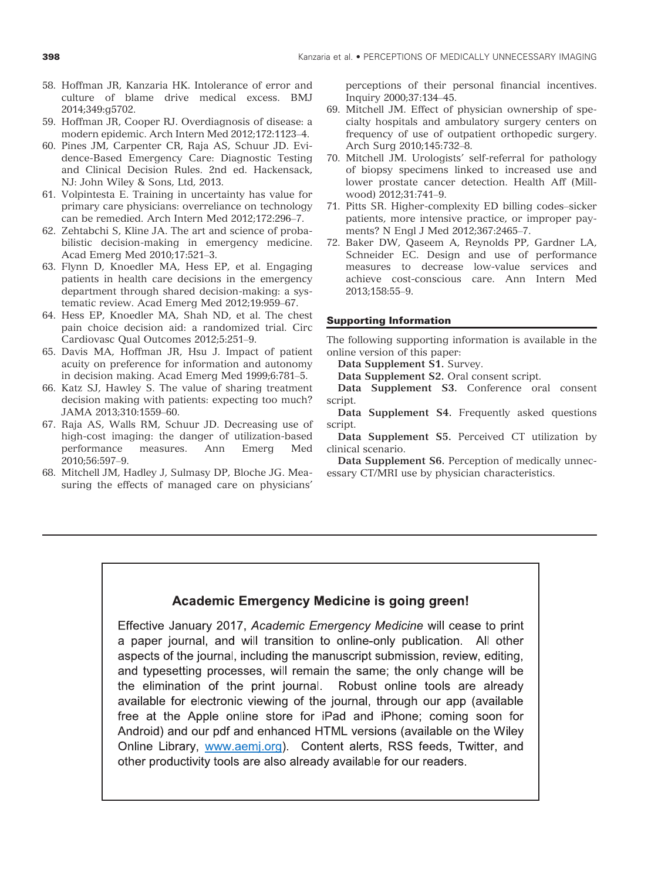58. Hoffman JR, Kanzaria HK. Intolerance of error and culture of blame drive medical excess. BMJ 2014;349:g5702.
59. Hoffman JR, Cooper RJ. Overdiagnosis of disease: a modern epidemic. Arch Intern Med 2012;172:1123–4.
60. Pines JM, Carpenter CR, Raja AS, Schuur JD. Evidence-Based Emergency Care: Diagnostic Testing and Clinical Decision Rules. 2nd ed. Hackensack, NJ: John Wiley & Sons, Ltd, 2013.
61. Volpintesta E. Training in uncertainty has value for primary care physicians: overreliance on technology can be remedied. Arch Intern Med 2012;172:296–7.
62. Zehtabchi S, Kline JA. The art and science of probabilistic decision-making in emergency medicine. Acad Emerg Med 2010;17:521–3.
63. Flynn D, Knoedler MA, Hess EP, et al. Engaging patients in health care decisions in the emergency department through shared decision-making: a systematic review. Acad Emerg Med 2012;19:959–67.
64. Hess EP, Knoedler MA, Shah ND, et al. The chest pain choice decision aid: a randomized trial. Circ Cardiovasc Qual Outcomes 2012;5:251–9.
65. Davis MA, Hoffman JR, Hsu J. Impact of patient acuity on preference for information and autonomy in decision making. Acad Emerg Med 1999;6:781–5.
66. Katz SJ, Hawley S. The value of sharing treatment decision making with patients: expecting too much? JAMA 2013;310:1559–60.
67. Raja AS, Walls RM, Schuur JD. Decreasing use of high-cost imaging: the danger of utilization-based performance measures. Ann Emerg Med 2010;56:597–9.
68. Mitchell JM, Hadley J, Sulmasy DP, Bloche JG. Measuring the effects of managed care on physicians' perceptions of their personal financial incentives. Inquiry 2000;37:134–45.
69. Mitchell JM. Effect of physician ownership of specialty hospitals and ambulatory surgery centers on frequency of use of outpatient orthopedic surgery. Arch Surg 2010;145:732–8.
70. Mitchell JM. Urologists' self-referral for pathology of biopsy specimens linked to increased use and lower prostate cancer detection. Health Aff (Millwood) 2012;31:741–9.
71. Pitts SR. Higher-complexity ED billing codes–sicker patients, more intensive practice, or improper payments? N Engl J Med 2012;367:2465–7.
72. Baker DW, Qaseem A, Reynolds PP, Gardner LA, Schneider EC. Design and use of performance measures to decrease low-value services and achieve cost-conscious care. Ann Intern Med 2013;158:55–9.

## Supporting Information

The following supporting information is available in the online version of this paper:

**Data Supplement S1.** Survey.

**Data Supplement S2.** Oral consent script.

**Data Supplement S3.** Conference oral consent script.

**Data Supplement S4.** Frequently asked questions script.

**Data Supplement S5.** Perceived CT utilization by clinical scenario.

**Data Supplement S6.** Perception of medically unnecessary CT/MRI use by physician characteristics.

---

**Academic Emergency Medicine is going green!**

Effective January 2017, *Academic Emergency Medicine* will cease to print a paper journal, and will transition to online-only publication. All other aspects of the journal, including the manuscript submission, review, editing, and typesetting processes, will remain the same; the only change will be the elimination of the print journal. Robust online tools are already available for electronic viewing of the journal, through our app (available free at the Apple online store for iPad and iPhone; coming soon for Android) and our pdf and enhanced HTML versions (available on the Wiley Online Library, www.aemj.org). Content alerts, RSS feeds, Twitter, and other productivity tools are also already available for our readers.